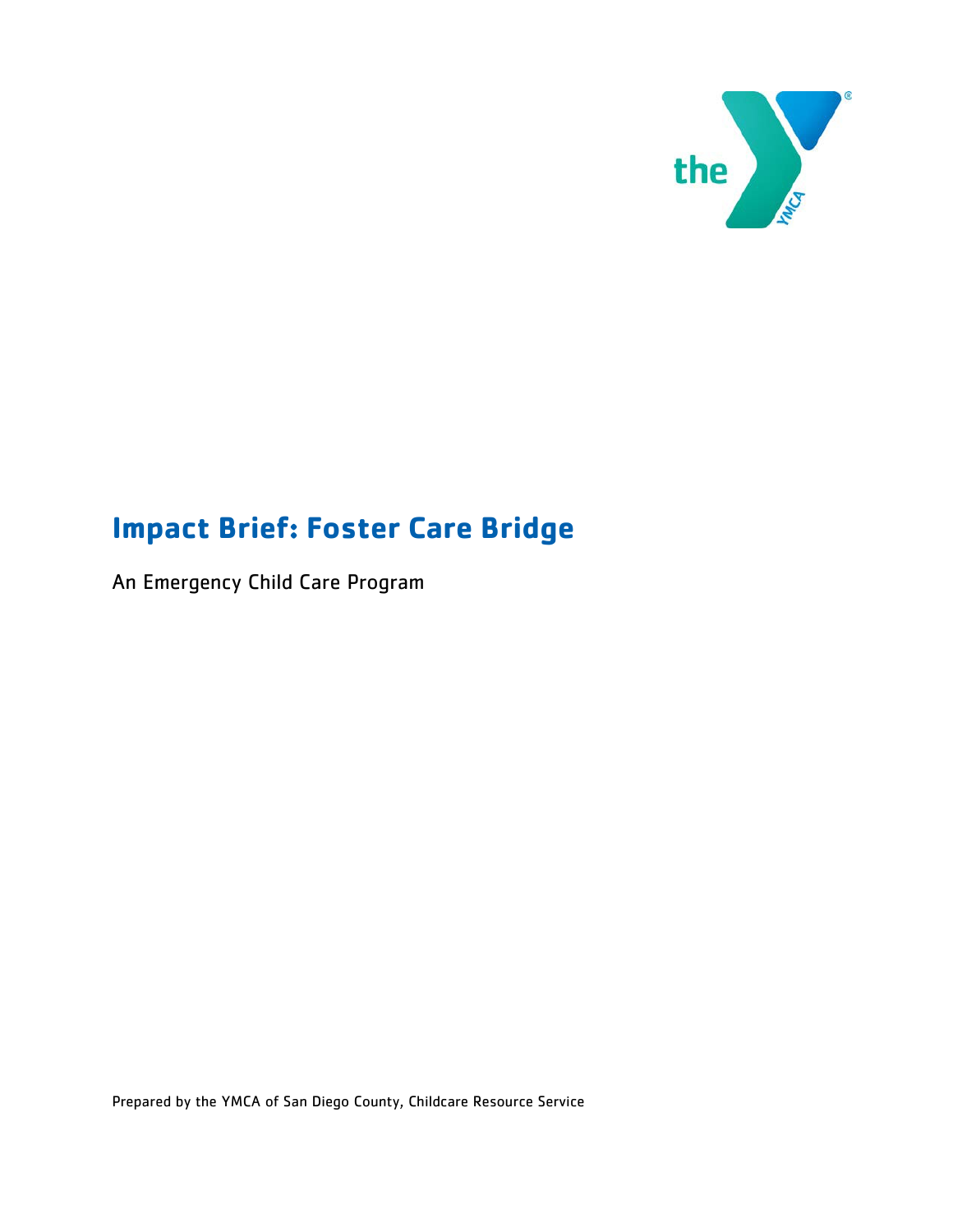# Impact Brief: Foster Care Bridge

An Emergency Child Care Program

Prepared by the YMCA of San Diego County, Childcare Resource Service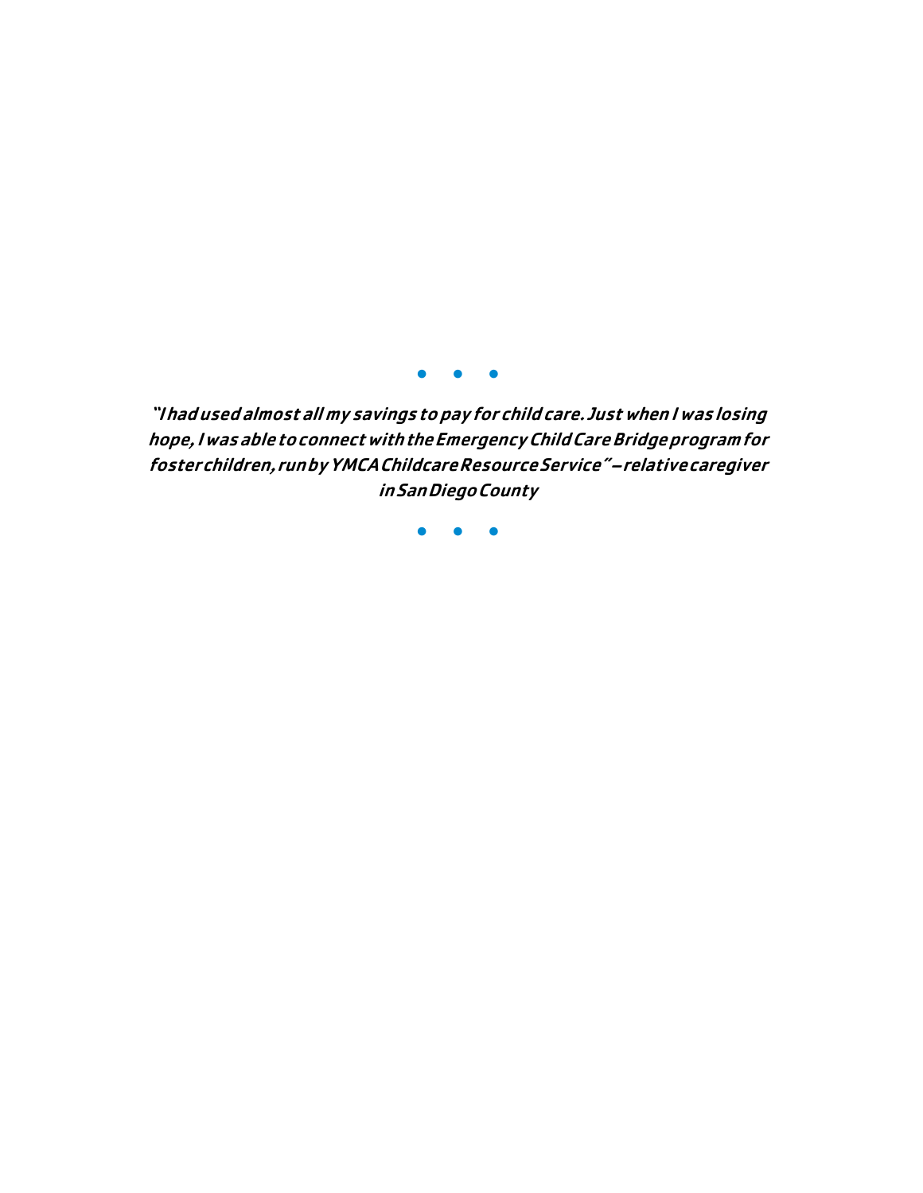• • •

*"I had used almost all my savings to pay for child care. Just when I was losing hope, I was able to connect with the Emergency Child Care Bridge program for foster children, run by YMCA Childcare Resource Service" – relative caregiver in San Diego County*

• • •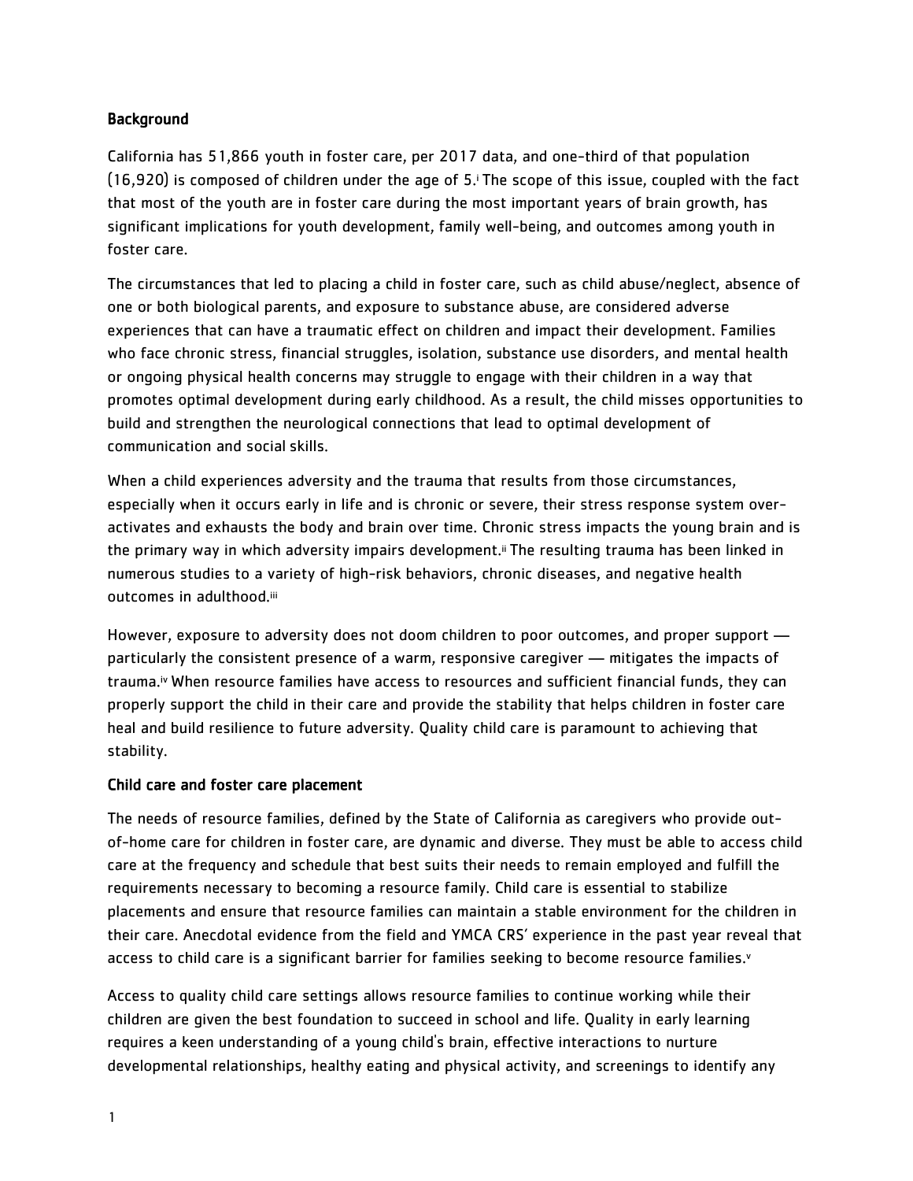### Background

California has 51,866 youth in foster care, per 2017 data, and one-third of that population (16,920) is composed of children under the age of 5.[i] The scope of this issue, coupled with the fact that most of the youth are in foster care during the most important years of brain growth, has significant implications for youth development, family well-being, and outcomes among youth in foster care.

The circumstances that led to placing a child in foster care, such as child abuse/neglect, absence of one or both biological parents, and exposure to substance abuse, are considered adverse experiences that can have a traumatic effect on children and impact their development. Families who face chronic stress, financial struggles, isolation, substance use disorders, and mental health or ongoing physical health concerns may struggle to engage with their children in a way that promotes optimal development during early childhood. As a result, the child misses opportunities to build and strengthen the neurological connections that lead to optimal development of communication and social skills.

When a child experiences adversity and the trauma that results from those circumstances, especially when it occurs early in life and is chronic or severe, their stress response system over-activates and exhausts the body and brain over time. Chronic stress impacts the young brain and is the primary way in which adversity impairs development.[ii] The resulting trauma has been linked in numerous studies to a variety of high-risk behaviors, chronic diseases, and negative health outcomes in adulthood.[iii]

However, exposure to adversity does not doom children to poor outcomes, and proper support — particularly the consistent presence of a warm, responsive caregiver — mitigates the impacts of trauma.[iv] When resource families have access to resources and sufficient financial funds, they can properly support the child in their care and provide the stability that helps children in foster care heal and build resilience to future adversity. Quality child care is paramount to achieving that stability.

### Child care and foster care placement

The needs of resource families, defined by the State of California as caregivers who provide out-of-home care for children in foster care, are dynamic and diverse. They must be able to access child care at the frequency and schedule that best suits their needs to remain employed and fulfill the requirements necessary to becoming a resource family. Child care is essential to stabilize placements and ensure that resource families can maintain a stable environment for the children in their care. Anecdotal evidence from the field and YMCA CRS' experience in the past year reveal that access to child care is a significant barrier for families seeking to become resource families.[v]

Access to quality child care settings allows resource families to continue working while their children are given the best foundation to succeed in school and life. Quality in early learning requires a keen understanding of a young child's brain, effective interactions to nurture developmental relationships, healthy eating and physical activity, and screenings to identify any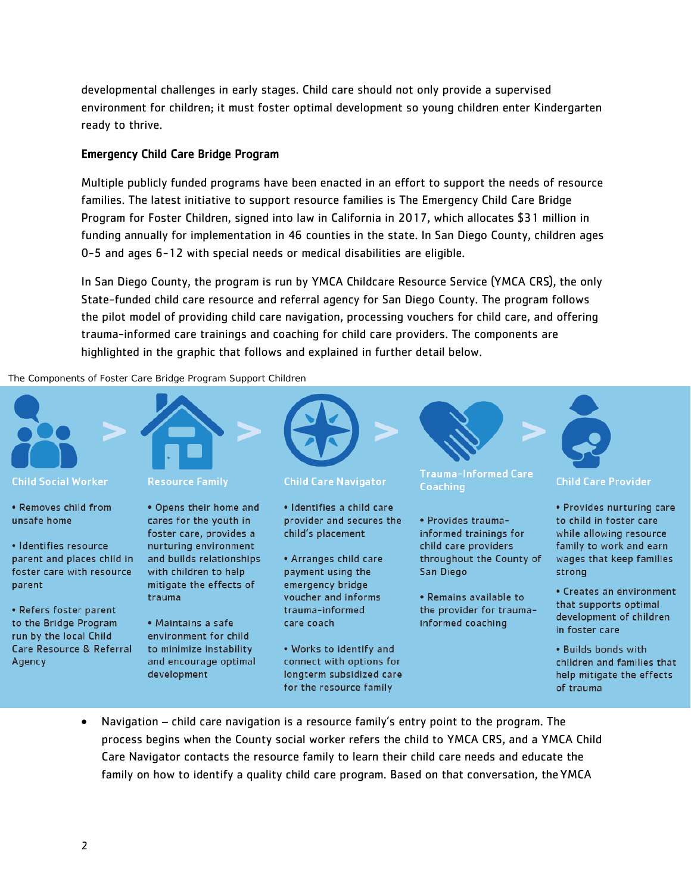developmental challenges in early stages. Child care should not only provide a supervised environment for children; it must foster optimal development so young children enter Kindergarten ready to thrive.

### Emergency Child Care Bridge Program

Multiple publicly funded programs have been enacted in an effort to support the needs of resource families. The latest initiative to support resource families is The Emergency Child Care Bridge Program for Foster Children, signed into law in California in 2017, which allocates $31 million in funding annually for implementation in 46 counties in the state. In San Diego County, children ages 0-5 and ages 6-12 with special needs or medical disabilities are eligible.

In San Diego County, the program is run by YMCA Childcare Resource Service (YMCA CRS), the only State-funded child care resource and referral agency for San Diego County. The program follows the pilot model of providing child care navigation, processing vouchers for child care, and offering trauma-informed care trainings and coaching for child care providers. The components are highlighted in the graphic that follows and explained in further detail below.

The Components of Foster Care Bridge Program Support Children

**Child Social Worker**

- Removes child from unsafe home
- Identifies resource parent and places child in foster care with resource parent
- Refers foster parent to the Bridge Program run by the local Child Care Resource & Referral Agency

**Resource Family**

- Opens their home and cares for the youth in foster care, provides a nurturing environment and builds relationships with children to help mitigate the effects of trauma
- Maintains a safe environment for child to minimize instability and encourage optimal development

**Child Care Navigator**

- Identifies a child care provider and secures the child's placement
- Arranges child care payment using the emergency bridge voucher and informs trauma-informed care coach
- Works to identify and connect with options for longterm subsidized care for the resource family

**Trauma-Informed Care Coaching**

- Provides trauma-informed trainings for child care providers throughout the County of San Diego
- Remains available to the provider for trauma-informed coaching

**Child Care Provider**

- Provides nurturing care to child in foster care while allowing resource family to work and earn wages that keep families strong
- Creates an environment that supports optimal development of children in foster care
- Builds bonds with children and families that help mitigate the effects of trauma

- Navigation – child care navigation is a resource family's entry point to the program. The process begins when the County social worker refers the child to YMCA CRS, and a YMCA Child Care Navigator contacts the resource family to learn their child care needs and educate the family on how to identify a quality child care program. Based on that conversation, the YMCA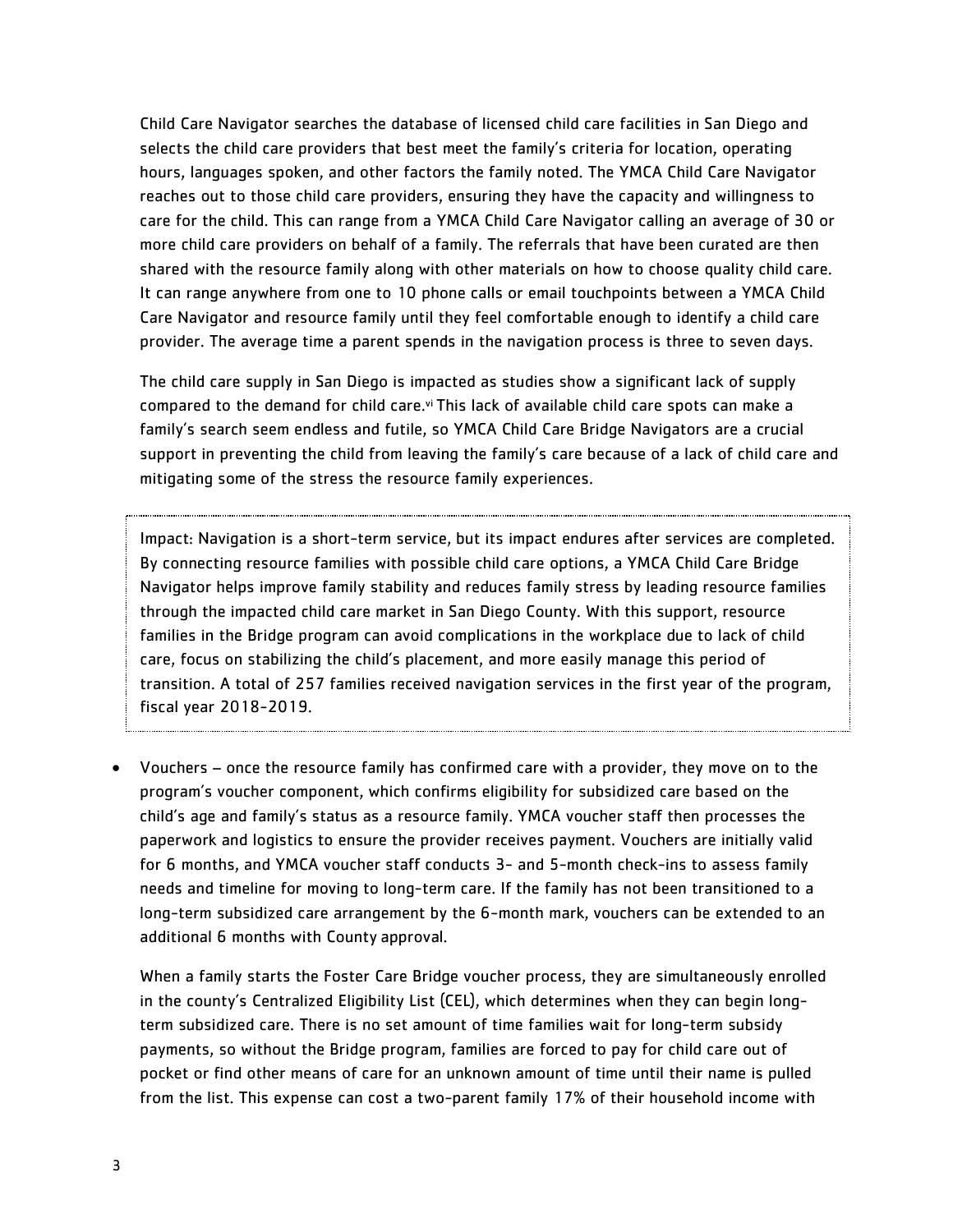Child Care Navigator searches the database of licensed child care facilities in San Diego and selects the child care providers that best meet the family's criteria for location, operating hours, languages spoken, and other factors the family noted. The YMCA Child Care Navigator reaches out to those child care providers, ensuring they have the capacity and willingness to care for the child. This can range from a YMCA Child Care Navigator calling an average of 30 or more child care providers on behalf of a family. The referrals that have been curated are then shared with the resource family along with other materials on how to choose quality child care. It can range anywhere from one to 10 phone calls or email touchpoints between a YMCA Child Care Navigator and resource family until they feel comfortable enough to identify a child care provider. The average time a parent spends in the navigation process is three to seven days.

The child care supply in San Diego is impacted as studies show a significant lack of supply compared to the demand for child care.[vi] This lack of available child care spots can make a family's search seem endless and futile, so YMCA Child Care Bridge Navigators are a crucial support in preventing the child from leaving the family's care because of a lack of child care and mitigating some of the stress the resource family experiences.

Impact: Navigation is a short-term service, but its impact endures after services are completed. By connecting resource families with possible child care options, a YMCA Child Care Bridge Navigator helps improve family stability and reduces family stress by leading resource families through the impacted child care market in San Diego County. With this support, resource families in the Bridge program can avoid complications in the workplace due to lack of child care, focus on stabilizing the child's placement, and more easily manage this period of transition. A total of 257 families received navigation services in the first year of the program, fiscal year 2018-2019.

- Vouchers – once the resource family has confirmed care with a provider, they move on to the program's voucher component, which confirms eligibility for subsidized care based on the child's age and family's status as a resource family. YMCA voucher staff then processes the paperwork and logistics to ensure the provider receives payment. Vouchers are initially valid for 6 months, and YMCA voucher staff conducts 3- and 5-month check-ins to assess family needs and timeline for moving to long-term care. If the family has not been transitioned to a long-term subsidized care arrangement by the 6-month mark, vouchers can be extended to an additional 6 months with County approval.

  When a family starts the Foster Care Bridge voucher process, they are simultaneously enrolled in the county's Centralized Eligibility List (CEL), which determines when they can begin long-term subsidized care. There is no set amount of time families wait for long-term subsidy payments, so without the Bridge program, families are forced to pay for child care out of pocket or find other means of care for an unknown amount of time until their name is pulled from the list. This expense can cost a two-parent family 17% of their household income with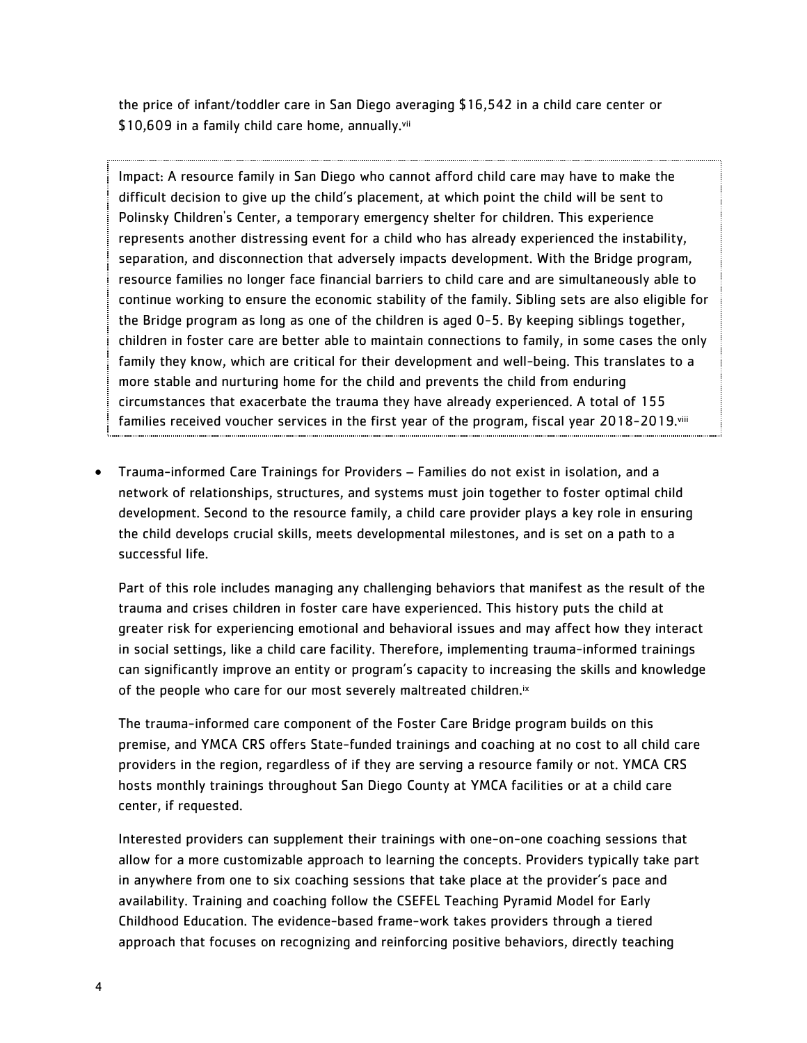the price of infant/toddler care in San Diego averaging $16,542 in a child care center or $10,609 in a family child care home, annually.[vii]

> Impact: A resource family in San Diego who cannot afford child care may have to make the difficult decision to give up the child's placement, at which point the child will be sent to Polinsky Children's Center, a temporary emergency shelter for children. This experience represents another distressing event for a child who has already experienced the instability, separation, and disconnection that adversely impacts development. With the Bridge program, resource families no longer face financial barriers to child care and are simultaneously able to continue working to ensure the economic stability of the family. Sibling sets are also eligible for the Bridge program as long as one of the children is aged 0-5. By keeping siblings together, children in foster care are better able to maintain connections to family, in some cases the only family they know, which are critical for their development and well-being. This translates to a more stable and nurturing home for the child and prevents the child from enduring circumstances that exacerbate the trauma they have already experienced. A total of 155 families received voucher services in the first year of the program, fiscal year 2018-2019.[viii]

- Trauma-informed Care Trainings for Providers – Families do not exist in isolation, and a network of relationships, structures, and systems must join together to foster optimal child development. Second to the resource family, a child care provider plays a key role in ensuring the child develops crucial skills, meets developmental milestones, and is set on a path to a successful life.

  Part of this role includes managing any challenging behaviors that manifest as the result of the trauma and crises children in foster care have experienced. This history puts the child at greater risk for experiencing emotional and behavioral issues and may affect how they interact in social settings, like a child care facility. Therefore, implementing trauma-informed trainings can significantly improve an entity or program's capacity to increasing the skills and knowledge of the people who care for our most severely maltreated children.[ix]

  The trauma-informed care component of the Foster Care Bridge program builds on this premise, and YMCA CRS offers State-funded trainings and coaching at no cost to all child care providers in the region, regardless of if they are serving a resource family or not. YMCA CRS hosts monthly trainings throughout San Diego County at YMCA facilities or at a child care center, if requested.

  Interested providers can supplement their trainings with one-on-one coaching sessions that allow for a more customizable approach to learning the concepts. Providers typically take part in anywhere from one to six coaching sessions that take place at the provider's pace and availability. Training and coaching follow the CSEFEL Teaching Pyramid Model for Early Childhood Education. The evidence-based frame-work takes providers through a tiered approach that focuses on recognizing and reinforcing positive behaviors, directly teaching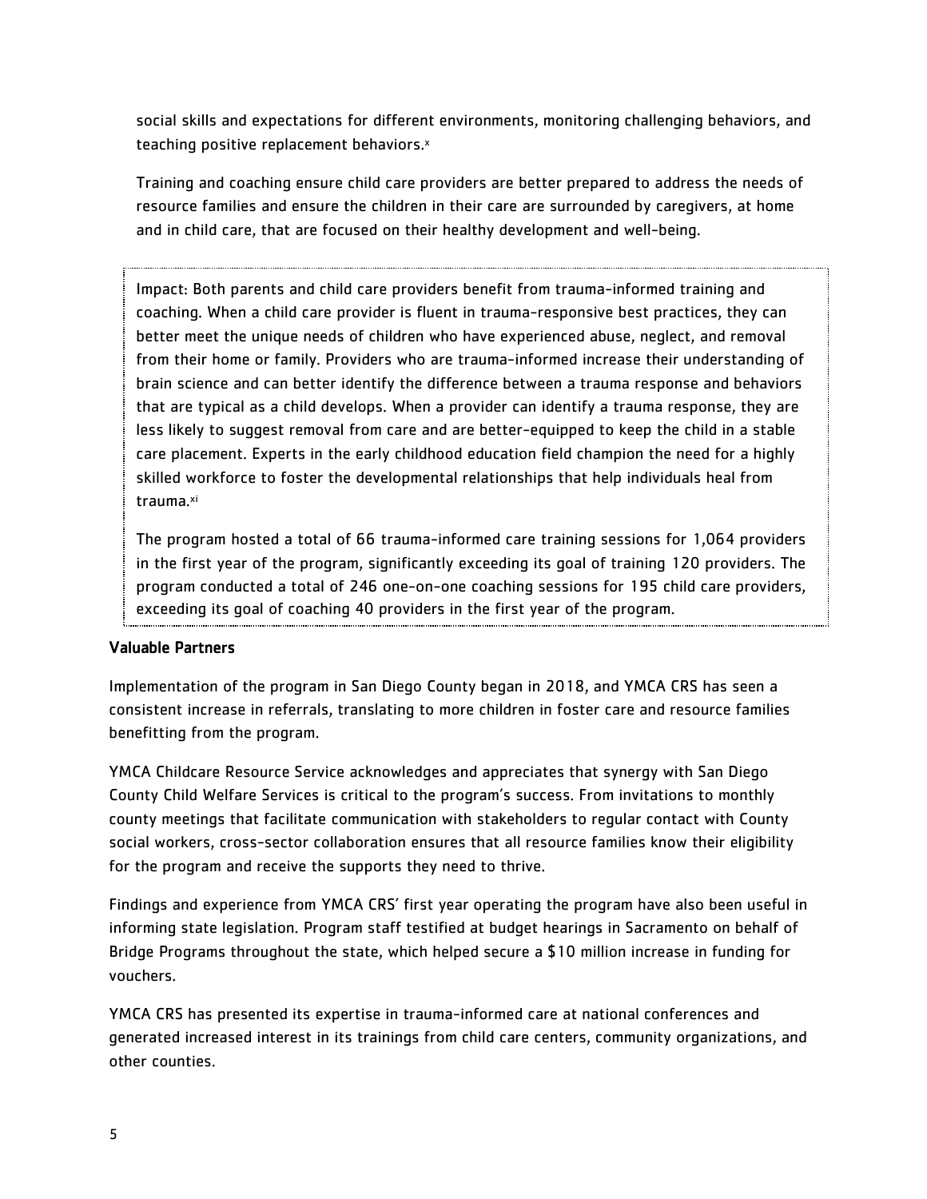social skills and expectations for different environments, monitoring challenging behaviors, and teaching positive replacement behaviors.[x]

Training and coaching ensure child care providers are better prepared to address the needs of resource families and ensure the children in their care are surrounded by caregivers, at home and in child care, that are focused on their healthy development and well-being.

Impact: Both parents and child care providers benefit from trauma-informed training and coaching. When a child care provider is fluent in trauma-responsive best practices, they can better meet the unique needs of children who have experienced abuse, neglect, and removal from their home or family. Providers who are trauma-informed increase their understanding of brain science and can better identify the difference between a trauma response and behaviors that are typical as a child develops. When a provider can identify a trauma response, they are less likely to suggest removal from care and are better-equipped to keep the child in a stable care placement. Experts in the early childhood education field champion the need for a highly skilled workforce to foster the developmental relationships that help individuals heal from trauma.[xi]

The program hosted a total of 66 trauma-informed care training sessions for 1,064 providers in the first year of the program, significantly exceeding its goal of training 120 providers. The program conducted a total of 246 one-on-one coaching sessions for 195 child care providers, exceeding its goal of coaching 40 providers in the first year of the program.

### Valuable Partners

Implementation of the program in San Diego County began in 2018, and YMCA CRS has seen a consistent increase in referrals, translating to more children in foster care and resource families benefitting from the program.

YMCA Childcare Resource Service acknowledges and appreciates that synergy with San Diego County Child Welfare Services is critical to the program's success. From invitations to monthly county meetings that facilitate communication with stakeholders to regular contact with County social workers, cross-sector collaboration ensures that all resource families know their eligibility for the program and receive the supports they need to thrive.

Findings and experience from YMCA CRS' first year operating the program have also been useful in informing state legislation. Program staff testified at budget hearings in Sacramento on behalf of Bridge Programs throughout the state, which helped secure a $10 million increase in funding for vouchers.

YMCA CRS has presented its expertise in trauma-informed care at national conferences and generated increased interest in its trainings from child care centers, community organizations, and other counties.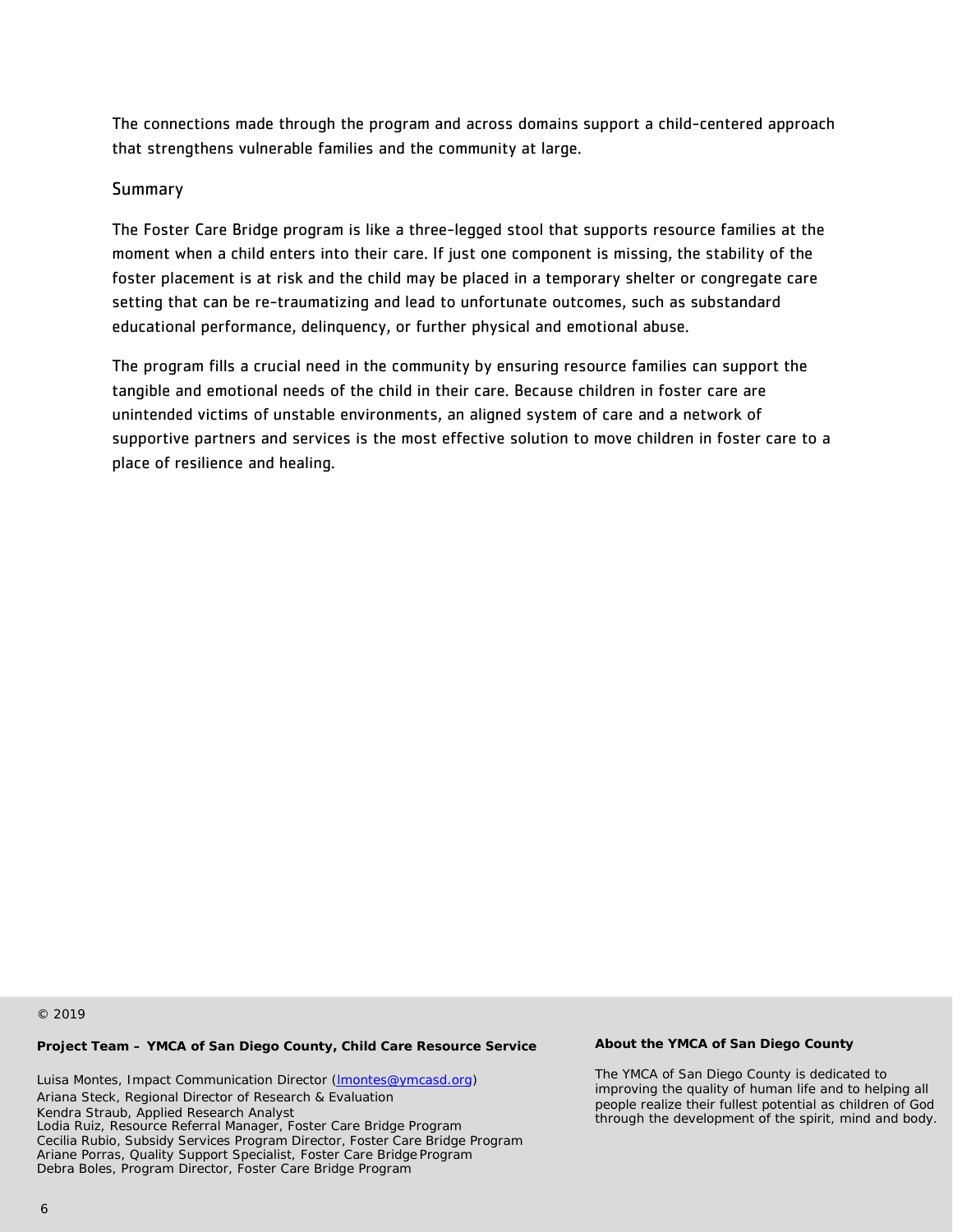The connections made through the program and across domains support a child-centered approach that strengthens vulnerable families and the community at large.

## Summary

The Foster Care Bridge program is like a three-legged stool that supports resource families at the moment when a child enters into their care. If just one component is missing, the stability of the foster placement is at risk and the child may be placed in a temporary shelter or congregate care setting that can be re-traumatizing and lead to unfortunate outcomes, such as substandard educational performance, delinquency, or further physical and emotional abuse.

The program fills a crucial need in the community by ensuring resource families can support the tangible and emotional needs of the child in their care. Because children in foster care are unintended victims of unstable environments, an aligned system of care and a network of supportive partners and services is the most effective solution to move children in foster care to a place of resilience and healing.

© 2019

**Project Team – YMCA of San Diego County, Child Care Resource Service**

Luisa Montes, Impact Communication Director (lmontes@ymcasd.org)
Ariana Steck, Regional Director of Research & Evaluation
Kendra Straub, Applied Research Analyst
Lodia Ruiz, Resource Referral Manager, Foster Care Bridge Program
Cecilia Rubio, Subsidy Services Program Director, Foster Care Bridge Program
Ariane Porras, Quality Support Specialist, Foster Care Bridge Program
Debra Boles, Program Director, Foster Care Bridge Program

**About the YMCA of San Diego County**

The YMCA of San Diego County is dedicated to improving the quality of human life and to helping all people realize their fullest potential as children of God through the development of the spirit, mind and body.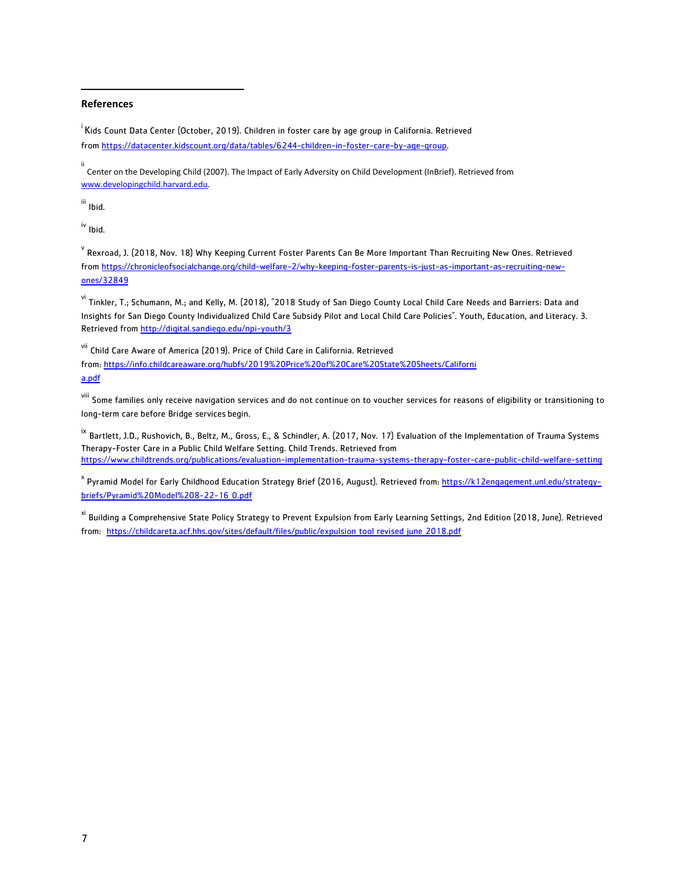## References

[i] Kids Count Data Center (October, 2019). Children in foster care by age group in California. Retrieved from https://datacenter.kidscount.org/data/tables/6244-children-in-foster-care-by-age-group.

[ii] Center on the Developing Child (2007). The Impact of Early Adversity on Child Development (InBrief). Retrieved from www.developingchild.harvard.edu.

[iii] Ibid.

[iv] Ibid.

[v] Rexroad, J. (2018, Nov. 18) Why Keeping Current Foster Parents Can Be More Important Than Recruiting New Ones. Retrieved from https://chronicleofsocialchange.org/child-welfare-2/why-keeping-foster-parents-is-just-as-important-as-recruiting-new-ones/32849

[vi] Tinkler, T.; Schumann, M.; and Kelly, M. (2018), "2018 Study of San Diego County Local Child Care Needs and Barriers: Data and Insights for San Diego County Individualized Child Care Subsidy Pilot and Local Child Care Policies". Youth, Education, and Literacy. 3. Retrieved from http://digital.sandiego.edu/npi-youth/3

[vii] Child Care Aware of America (2019). Price of Child Care in California. Retrieved from: https://info.childcareaware.org/hubfs/2019%20Price%20of%20Care%20State%20Sheets/California.pdf

[viii] Some families only receive navigation services and do not continue on to voucher services for reasons of eligibility or transitioning to long-term care before Bridge services begin.

[ix] Bartlett, J.D., Rushovich, B., Beltz, M., Gross, E., & Schindler, A. (2017, Nov. 17) Evaluation of the Implementation of Trauma Systems Therapy-Foster Care in a Public Child Welfare Setting. Child Trends. Retrieved from https://www.childtrends.org/publications/evaluation-implementation-trauma-systems-therapy-foster-care-public-child-welfare-setting

[x] Pyramid Model for Early Childhood Education Strategy Brief (2016, August). Retrieved from: https://k12engagement.unl.edu/strategy-briefs/Pyramid%20Model%208-22-16_0.pdf

[xi] Building a Comprehensive State Policy Strategy to Prevent Expulsion from Early Learning Settings, 2nd Edition (2018, June). Retrieved from: https://childcareta.acf.hhs.gov/sites/default/files/public/expulsion_tool_revised_june_2018.pdf